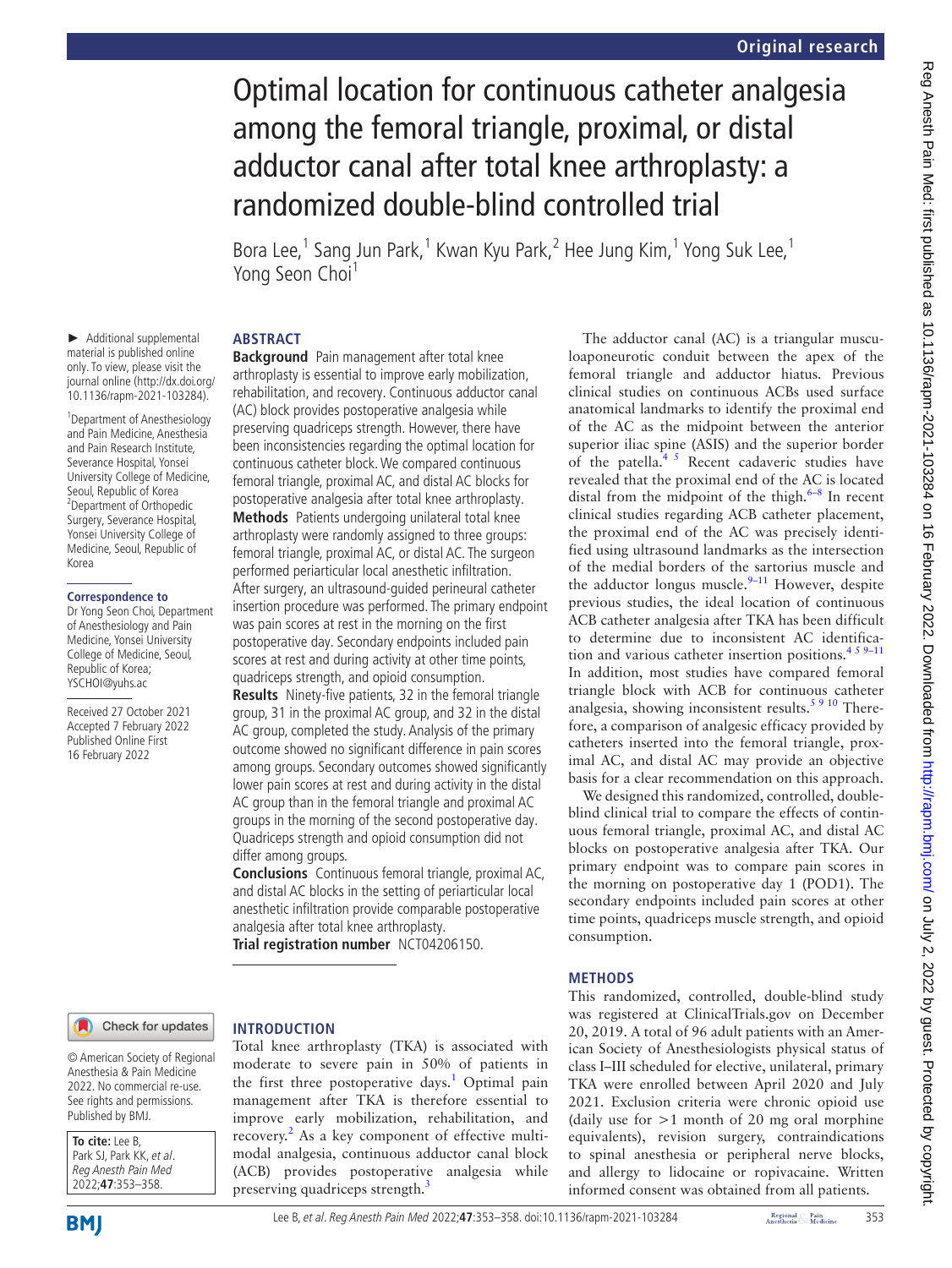# Optimal location for continuous catheter analgesia among the femoral triangle, proximal, or distal adductor canal after total knee arthroplasty: a randomized double-blind controlled trial

Bora Lee,[1] Sang Jun Park,[1] Kwan Kyu Park,[2] Hee Jung Kim,[1] Yong Suk Lee,[1] Yong Seon Choi[1]

► Additional supplemental material is published online only. To view, please visit the journal online (http://dx.doi.org/10.1136/rapm-2021-103284).

[1]Department of Anesthesiology and Pain Medicine, Anesthesia and Pain Research Institute, Severance Hospital, Yonsei University College of Medicine, Seoul, Republic of Korea
[2]Department of Orthopedic Surgery, Severance Hospital, Yonsei University College of Medicine, Seoul, Republic of Korea

**Correspondence to**
Dr Yong Seon Choi, Department of Anesthesiology and Pain Medicine, Yonsei University College of Medicine, Seoul, Republic of Korea; YSCHOI@yuhs.ac

Received 27 October 2021
Accepted 7 February 2022
Published Online First 16 February 2022

© American Society of Regional Anesthesia & Pain Medicine 2022. No commercial re-use. See rights and permissions. Published by BMJ.

**To cite:** Lee B, Park SJ, Park KK, *et al*. *Reg Anesth Pain Med* 2022;**47**:353–358.

## ABSTRACT

**Background** Pain management after total knee arthroplasty is essential to improve early mobilization, rehabilitation, and recovery. Continuous adductor canal (AC) block provides postoperative analgesia while preserving quadriceps strength. However, there have been inconsistencies regarding the optimal location for continuous catheter block. We compared continuous femoral triangle, proximal AC, and distal AC blocks for postoperative analgesia after total knee arthroplasty.

**Methods** Patients undergoing unilateral total knee arthroplasty were randomly assigned to three groups: femoral triangle, proximal AC, or distal AC. The surgeon performed periarticular local anesthetic infiltration. After surgery, an ultrasound-guided perineural catheter insertion procedure was performed. The primary endpoint was pain scores at rest in the morning on the first postoperative day. Secondary endpoints included pain scores at rest and during activity at other time points, quadriceps strength, and opioid consumption.

**Results** Ninety-five patients, 32 in the femoral triangle group, 31 in the proximal AC group, and 32 in the distal AC group, completed the study. Analysis of the primary outcome showed no significant difference in pain scores among groups. Secondary outcomes showed significantly lower pain scores at rest and during activity in the distal AC group than in the femoral triangle and proximal AC groups in the morning of the second postoperative day. Quadriceps strength and opioid consumption did not differ among groups.

**Conclusions** Continuous femoral triangle, proximal AC, and distal AC blocks in the setting of periarticular local anesthetic infiltration provide comparable postoperative analgesia after total knee arthroplasty.

**Trial registration number** NCT04206150.

## INTRODUCTION

Total knee arthroplasty (TKA) is associated with moderate to severe pain in 50% of patients in the first three postoperative days.[1] Optimal pain management after TKA is therefore essential to improve early mobilization, rehabilitation, and recovery.[2] As a key component of effective multimodal analgesia, continuous adductor canal block (ACB) provides postoperative analgesia while preserving quadriceps strength.[3]

The adductor canal (AC) is a triangular musculoaponeurotic conduit between the apex of the femoral triangle and adductor hiatus. Previous clinical studies on continuous ACBs used surface anatomical landmarks to identify the proximal end of the AC as the midpoint between the anterior superior iliac spine (ASIS) and the superior border of the patella.[4 5] Recent cadaveric studies have revealed that the proximal end of the AC is located distal from the midpoint of the thigh.[6–8] In recent clinical studies regarding ACB catheter placement, the proximal end of the AC was precisely identified using ultrasound landmarks as the intersection of the medial borders of the sartorius muscle and the adductor longus muscle.[9–11] However, despite previous studies, the ideal location of continuous ACB catheter analgesia after TKA has been difficult to determine due to inconsistent AC identification and various catheter insertion positions.[4 5 9–11] In addition, most studies have compared femoral triangle block with ACB for continuous catheter analgesia, showing inconsistent results.[5 9 10] Therefore, a comparison of analgesic efficacy provided by catheters inserted into the femoral triangle, proximal AC, and distal AC may provide an objective basis for a clear recommendation on this approach.

We designed this randomized, controlled, double-blind clinical trial to compare the effects of continuous femoral triangle, proximal AC, and distal AC blocks on postoperative analgesia after TKA. Our primary endpoint was to compare pain scores in the morning on postoperative day 1 (POD1). The secondary endpoints included pain scores at other time points, quadriceps muscle strength, and opioid consumption.

## METHODS

This randomized, controlled, double-blind study was registered at ClinicalTrials.gov on December 20, 2019. A total of 96 adult patients with an American Society of Anesthesiologists physical status of class I–III scheduled for elective, unilateral, primary TKA were enrolled between April 2020 and July 2021. Exclusion criteria were chronic opioid use (daily use for >1 month of 20 mg oral morphine equivalents), revision surgery, contraindications to spinal anesthesia or peripheral nerve blocks, and allergy to lidocaine or ropivacaine. Written informed consent was obtained from all patients.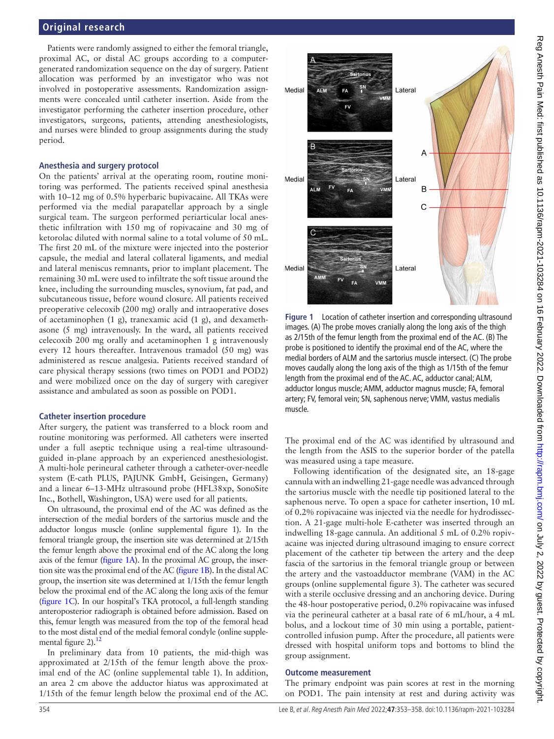Patients were randomly assigned to either the femoral triangle, proximal AC, or distal AC groups according to a computer-generated randomization sequence on the day of surgery. Patient allocation was performed by an investigator who was not involved in postoperative assessments. Randomization assignments were concealed until catheter insertion. Aside from the investigator performing the catheter insertion procedure, other investigators, surgeons, patients, attending anesthesiologists, and nurses were blinded to group assignments during the study period.

### Anesthesia and surgery protocol

On the patients' arrival at the operating room, routine monitoring was performed. The patients received spinal anesthesia with 10–12 mg of 0.5% hyperbaric bupivacaine. All TKAs were performed via the medial parapatellar approach by a single surgical team. The surgeon performed periarticular local anesthetic infiltration with 150 mg of ropivacaine and 30 mg of ketorolac diluted with normal saline to a total volume of 50 mL. The first 20 mL of the mixture were injected into the posterior capsule, the medial and lateral collateral ligaments, and medial and lateral meniscus remnants, prior to implant placement. The remaining 30 mL were used to infiltrate the soft tissue around the knee, including the surrounding muscles, synovium, fat pad, and subcutaneous tissue, before wound closure. All patients received preoperative celecoxib (200 mg) orally and intraoperative doses of acetaminophen (1 g), tranexamic acid (1 g), and dexamethasone (5 mg) intravenously. In the ward, all patients received celecoxib 200 mg orally and acetaminophen 1 g intravenously every 12 hours thereafter. Intravenous tramadol (50 mg) was administered as rescue analgesia. Patients received standard of care physical therapy sessions (two times on POD1 and POD2) and were mobilized once on the day of surgery with caregiver assistance and ambulated as soon as possible on POD1.

### Catheter insertion procedure

After surgery, the patient was transferred to a block room and routine monitoring was performed. All catheters were inserted under a full aseptic technique using a real-time ultrasound-guided in-plane approach by an experienced anesthesiologist. A multi-hole perineural catheter through a catheter-over-needle system (E-cath PLUS, PAJUNK GmbH, Geisingen, Germany) and a linear 6–13-MHz ultrasound probe (HFL38xp, SonoSite Inc., Bothell, Washington, USA) were used for all patients.

On ultrasound, the proximal end of the AC was defined as the intersection of the medial borders of the sartorius muscle and the adductor longus muscle (online supplemental figure 1). In the femoral triangle group, the insertion site was determined at 2/15th the femur length above the proximal end of the AC along the long axis of the femur (figure 1A). In the proximal AC group, the insertion site was the proximal end of the AC (figure 1B). In the distal AC group, the insertion site was determined at 1/15th the femur length below the proximal end of the AC along the long axis of the femur (figure 1C). In our hospital's TKA protocol, a full-length standing anteroposterior radiograph is obtained before admission. Based on this, femur length was measured from the top of the femoral head to the most distal end of the medial femoral condyle (online supplemental figure 2).[12]

In preliminary data from 10 patients, the mid-thigh was approximated at 2/15th of the femur length above the proximal end of the AC (online supplemental table 1). In addition, an area 2 cm above the adductor hiatus was approximated at 1/15th of the femur length below the proximal end of the AC.

Figure 1 Location of catheter insertion and corresponding ultrasound images. (A) The probe moves cranially along the long axis of the thigh as 2/15th of the femur length from the proximal end of the AC. (B) The probe is positioned to identify the proximal end of the AC, where the medial borders of ALM and the sartorius muscle intersect. (C) The probe moves caudally along the long axis of the thigh as 1/15th of the femur length from the proximal end of the AC. AC, adductor canal; ALM, adductor longus muscle; AMM, adductor magnus muscle; FA, femoral artery; FV, femoral vein; SN, saphenous nerve; VMM, vastus medialis muscle.

The proximal end of the AC was identified by ultrasound and the length from the ASIS to the superior border of the patella was measured using a tape measure.

Following identification of the designated site, an 18-gage cannula with an indwelling 21-gage needle was advanced through the sartorius muscle with the needle tip positioned lateral to the saphenous nerve. To open a space for catheter insertion, 10 mL of 0.2% ropivacaine was injected via the needle for hydrodissection. A 21-gage multi-hole E-catheter was inserted through an indwelling 18-gage cannula. An additional 5 mL of 0.2% ropivacaine was injected during ultrasound imaging to ensure correct placement of the catheter tip between the artery and the deep fascia of the sartorius in the femoral triangle group or between the artery and the vastoadductor membrane (VAM) in the AC groups (online supplemental figure 3). The catheter was secured with a sterile occlusive dressing and an anchoring device. During the 48-hour postoperative period, 0.2% ropivacaine was infused via the perineural catheter at a basal rate of 6 mL/hour, a 4 mL bolus, and a lockout time of 30 min using a portable, patient-controlled infusion pump. After the procedure, all patients were dressed with hospital uniform tops and bottoms to blind the group assignment.

### Outcome measurement

The primary endpoint was pain scores at rest in the morning on POD1. The pain intensity at rest and during activity was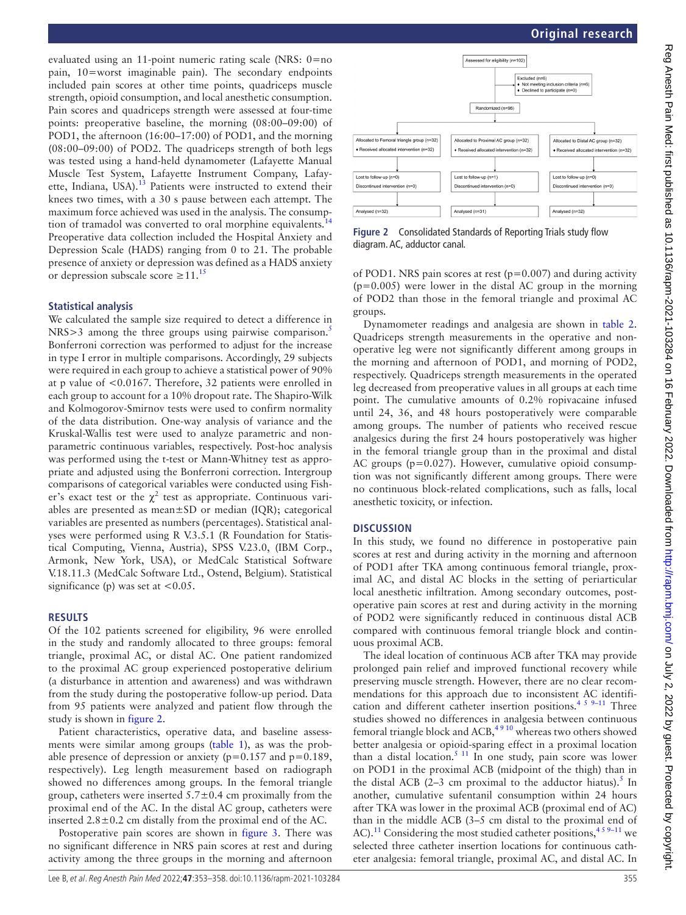evaluated using an 11-point numeric rating scale (NRS: 0=no pain, 10=worst imaginable pain). The secondary endpoints included pain scores at other time points, quadriceps muscle strength, opioid consumption, and local anesthetic consumption. Pain scores and quadriceps strength were assessed at four-time points: preoperative baseline, the morning (08:00–09:00) of POD1, the afternoon (16:00–17:00) of POD1, and the morning (08:00–09:00) of POD2. The quadriceps strength of both legs was tested using a hand-held dynamometer (Lafayette Manual Muscle Test System, Lafayette Instrument Company, Lafayette, Indiana, USA).[13] Patients were instructed to extend their knees two times, with a 30 s pause between each attempt. The maximum force achieved was used in the analysis. The consumption of tramadol was converted to oral morphine equivalents.[14] Preoperative data collection included the Hospital Anxiety and Depression Scale (HADS) ranging from 0 to 21. The probable presence of anxiety or depression was defined as a HADS anxiety or depression subscale score ≥11.[15]

### Statistical analysis

We calculated the sample size required to detect a difference in NRS>3 among the three groups using pairwise comparison.[5] Bonferroni correction was performed to adjust for the increase in type I error in multiple comparisons. Accordingly, 29 subjects were required in each group to achieve a statistical power of 90% at p value of <0.0167. Therefore, 32 patients were enrolled in each group to account for a 10% dropout rate. The Shapiro-Wilk and Kolmogorov-Smirnov tests were used to confirm normality of the data distribution. One-way analysis of variance and the Kruskal-Wallis test were used to analyze parametric and non-parametric continuous variables, respectively. Post-hoc analysis was performed using the t-test or Mann-Whitney test as appropriate and adjusted using the Bonferroni correction. Intergroup comparisons of categorical variables were conducted using Fisher's exact test or the $\chi^2$ test as appropriate. Continuous variables are presented as mean±SD or median (IQR); categorical variables are presented as numbers (percentages). Statistical analyses were performed using R V.3.5.1 (R Foundation for Statistical Computing, Vienna, Austria), SPSS V.23.0, (IBM Corp., Armonk, New York, USA), or MedCalc Statistical Software V.18.11.3 (MedCalc Software Ltd., Ostend, Belgium). Statistical significance (p) was set at <0.05.

## RESULTS

Of the 102 patients screened for eligibility, 96 were enrolled in the study and randomly allocated to three groups: femoral triangle, proximal AC, or distal AC. One patient randomized to the proximal AC group experienced postoperative delirium (a disturbance in attention and awareness) and was withdrawn from the study during the postoperative follow-up period. Data from 95 patients were analyzed and patient flow through the study is shown in figure 2.

Patient characteristics, operative data, and baseline assessments were similar among groups (table 1), as was the probable presence of depression or anxiety (p=0.157 and p=0.189, respectively). Leg length measurement based on radiograph showed no differences among groups. In the femoral triangle group, catheters were inserted 5.7±0.4 cm proximally from the proximal end of the AC. In the distal AC group, catheters were inserted 2.8±0.2 cm distally from the proximal end of the AC.

Postoperative pain scores are shown in figure 3. There was no significant difference in NRS pain scores at rest and during activity among the three groups in the morning and afternoon

Assessed for eligibility (n=102)

Excluded (n=6)
- Not meeting inclusion criteria (n=6)
- Declined to participate (n=0)

Randomized (n=96)

| Allocated to Femoral triangle group (n=32) | Allocated to Proximal AC group (n=32) | Allocated to Distal AC group (n=32) |
|---|---|---|
| Received allocated intervention (n=32) | Received allocated intervention (n=32) | Received allocated intervention (n=32) |
| Lost to follow-up (n=0) | Lost to follow-up (n=1) | Lost to follow-up (n=0) |
| Discontinued intervention (n=0) | Discontinued intervention (n=0) | Discontinued intervention (n=0) |
| Analysed (n=32) | Analysed (n=31) | Analysed (n=32) |

**Figure 2** Consolidated Standards of Reporting Trials study flow diagram. AC, adductor canal.

of POD1. NRS pain scores at rest (p=0.007) and during activity (p=0.005) were lower in the distal AC group in the morning of POD2 than those in the femoral triangle and proximal AC groups.

Dynamometer readings and analgesia are shown in table 2. Quadriceps strength measurements in the operative and non-operative leg were not significantly different among groups in the morning and afternoon of POD1, and morning of POD2, respectively. Quadriceps strength measurements in the operated leg decreased from preoperative values in all groups at each time point. The cumulative amounts of 0.2% ropivacaine infused until 24, 36, and 48 hours postoperatively were comparable among groups. The number of patients who received rescue analgesics during the first 24 hours postoperatively was higher in the femoral triangle group than in the proximal and distal AC groups (p=0.027). However, cumulative opioid consumption was not significantly different among groups. There were no continuous block-related complications, such as falls, local anesthetic toxicity, or infection.

## DISCUSSION

In this study, we found no difference in postoperative pain scores at rest and during activity in the morning and afternoon of POD1 after TKA among continuous femoral triangle, proximal AC, and distal AC blocks in the setting of periarticular local anesthetic infiltration. Among secondary outcomes, postoperative pain scores at rest and during activity in the morning of POD2 were significantly reduced in continuous distal ACB compared with continuous femoral triangle block and continuous proximal ACB.

The ideal location of continuous ACB after TKA may provide prolonged pain relief and improved functional recovery while preserving muscle strength. However, there are no clear recommendations for this approach due to inconsistent AC identification and different catheter insertion positions.[4 5 9–11] Three studies showed no differences in analgesia between continuous femoral triangle block and ACB,[4 9 10] whereas two others showed better analgesia or opioid-sparing effect in a proximal location than a distal location.[5 11] In one study, pain score was lower on POD1 in the proximal ACB (midpoint of the thigh) than in the distal ACB (2–3 cm proximal to the adductor hiatus).[5] In another, cumulative sufentanil consumption within 24 hours after TKA was lower in the proximal ACB (proximal end of AC) than in the middle ACB (3–5 cm distal to the proximal end of AC).[11] Considering the most studied catheter positions,[4 5 9–11] we selected three catheter insertion locations for continuous catheter analgesia: femoral triangle, proximal AC, and distal AC. In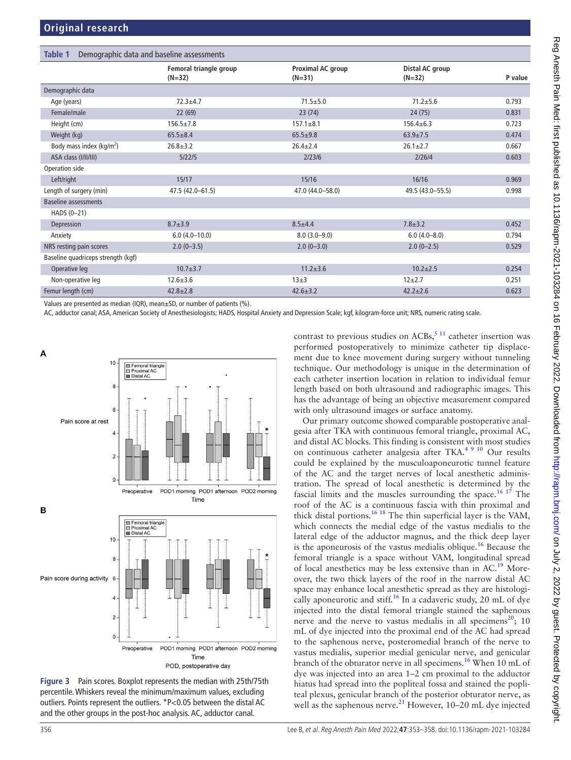**Table 1** Demographic data and baseline assessments

| | Femoral triangle group (N=32) | Proximal AC group (N=31) | Distal AC group (N=32) | P value |
|---|---|---|---|---|
| Demographic data | | | | |
| Age (years) | 72.3±4.7 | 71.5±5.0 | 71.2±5.6 | 0.793 |
| Female/male | 22 (69) | 23 (74) | 24 (75) | 0.831 |
| Height (cm) | 156.5±7.8 | 157.1±8.1 | 156.4±6.3 | 0.723 |
| Weight (kg) | 65.5±8.4 | 65.5±9.8 | 63.9±7.5 | 0.474 |
| Body mass index (kg/m$^2$) | 26.8±3.2 | 26.4±2.4 | 26.1±2.7 | 0.667 |
| ASA class (I/II/III) | 5/22/5 | 2/23/6 | 2/26/4 | 0.603 |
| Operation side | | | | |
| Left/right | 15/17 | 15/16 | 16/16 | 0.969 |
| Length of surgery (min) | 47.5 (42.0–61.5) | 47.0 (44.0–58.0) | 49.5 (43.0–55.5) | 0.998 |
| Baseline assessments | | | | |
| HADS (0–21) | | | | |
| Depression | 8.7±3.9 | 8.5±4.4 | 7.8±3.2 | 0.452 |
| Anxiety | 6.0 (4.0–10.0) | 8.0 (3.0–9.0) | 6.0 (4.0–8.0) | 0.794 |
| NRS resting pain scores | 2.0 (0–3.5) | 2.0 (0–3.0) | 2.0 (0–2.5) | 0.529 |
| Baseline quadriceps strength (kgf) | | | | |
| Operative leg | 10.7±3.7 | 11.2±3.6 | 10.2±2.5 | 0.254 |
| Non-operative leg | 12.6±3.6 | 13±3 | 12±2.7 | 0.251 |
| Femur length (cm) | 42.8±2.8 | 42.6±3.2 | 42.2±2.6 | 0.623 |

Values are presented as median (IQR), mean±SD, or number of patients (%).

AC, adductor canal; ASA, American Society of Anesthesiologists; HADS, Hospital Anxiety and Depression Scale; kgf, kilogram-force unit; NRS, numeric rating scale.

**Figure 3** Pain scores. Boxplot represents the median with 25th/75th percentile. Whiskers reveal the minimum/maximum values, excluding outliers. Points represent the outliers. *P<0.05 between the distal AC and the other groups in the post-hoc analysis. AC, adductor canal.

contrast to previous studies on ACBs,[5,11] catheter insertion was performed postoperatively to minimize catheter tip displacement due to knee movement during surgery without tunneling technique. Our methodology is unique in the determination of each catheter insertion location in relation to individual femur length based on both ultrasound and radiographic images. This has the advantage of being an objective measurement compared with only ultrasound images or surface anatomy.

Our primary outcome showed comparable postoperative analgesia after TKA with continuous femoral triangle, proximal AC, and distal AC blocks. This finding is consistent with most studies on continuous catheter analgesia after TKA.[4,9,10] Our results could be explained by the musculoaponeurotic tunnel feature of the AC and the target nerves of local anesthetic administration. The spread of local anesthetic is determined by the fascial limits and the muscles surrounding the space.[16,17] The roof of the AC is a continuous fascia with thin proximal and thick distal portions.[16,18] The thin superficial layer is the VAM, which connects the medial edge of the vastus medialis to the lateral edge of the adductor magnus, and the thick deep layer is the aponeurosis of the vastus medialis oblique.[16] Because the femoral triangle is a space without VAM, longitudinal spread of local anesthetics may be less extensive than in AC.[19] Moreover, the two thick layers of the roof in the narrow distal AC space may enhance local anesthetic spread as they are histologically aponeurotic and stiff.[16] In a cadaveric study, 20 mL of dye injected into the distal femoral triangle stained the saphenous nerve and the nerve to vastus medialis in all specimens[20]; 10 mL of dye injected into the proximal end of the AC had spread to the saphenous nerve, posteromedial branch of the nerve to vastus medialis, superior medial genicular nerve, and genicular branch of the obturator nerve in all specimens.[16] When 10 mL of dye was injected into an area 1–2 cm proximal to the adductor hiatus had spread into the popliteal fossa and stained the popliteal plexus, genicular branch of the posterior obturator nerve, as well as the saphenous nerve.[21] However, 10–20 mL dye injected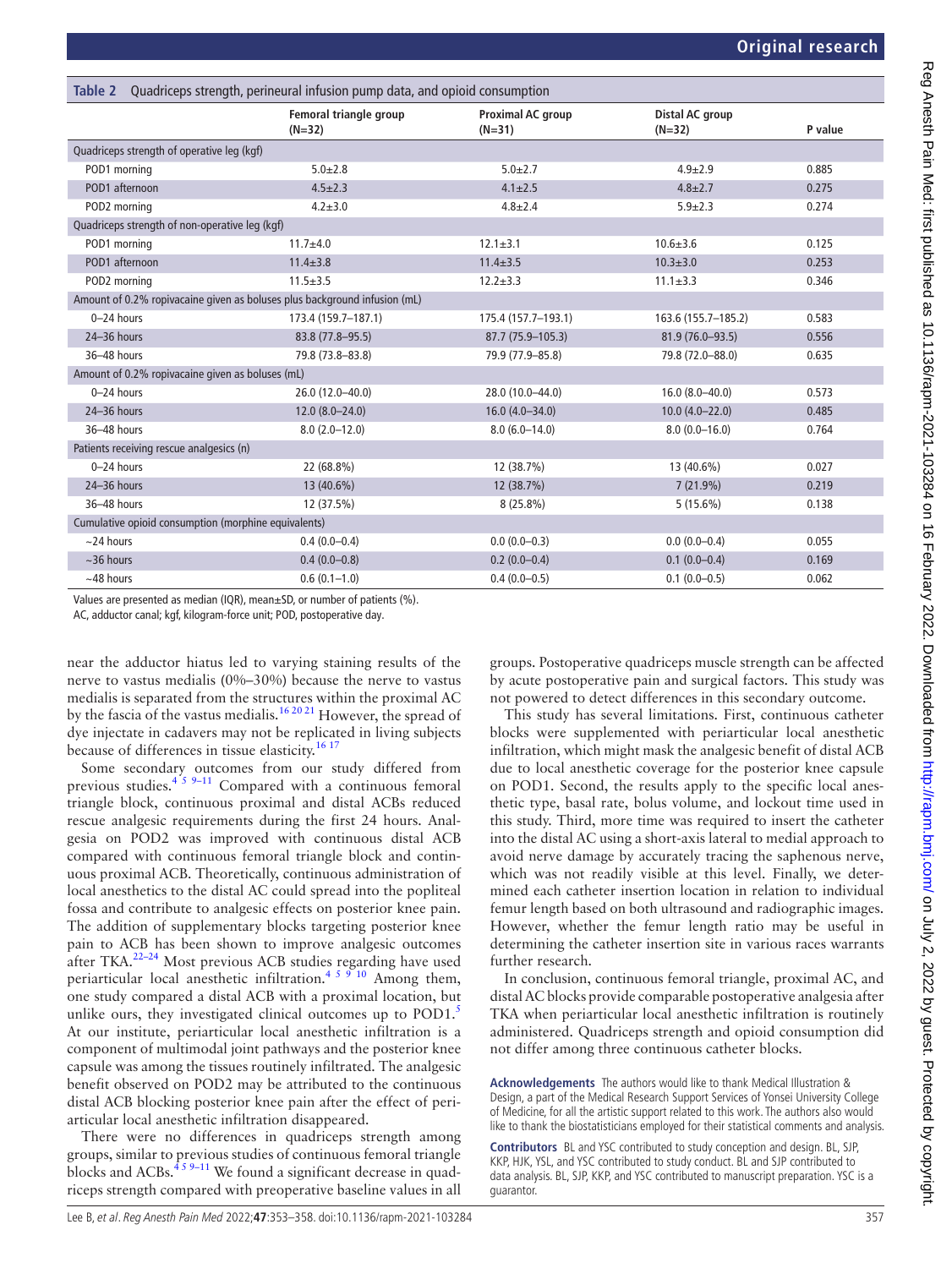**Table 2** Quadriceps strength, perineural infusion pump data, and opioid consumption

| | Femoral triangle group (N=32) | Proximal AC group (N=31) | Distal AC group (N=32) | P value |
|---|---|---|---|---|
| Quadriceps strength of operative leg (kgf) | | | | |
| POD1 morning | 5.0±2.8 | 5.0±2.7 | 4.9±2.9 | 0.885 |
| POD1 afternoon | 4.5±2.3 | 4.1±2.5 | 4.8±2.7 | 0.275 |
| POD2 morning | 4.2±3.0 | 4.8±2.4 | 5.9±2.3 | 0.274 |
| Quadriceps strength of non-operative leg (kgf) | | | | |
| POD1 morning | 11.7±4.0 | 12.1±3.1 | 10.6±3.6 | 0.125 |
| POD1 afternoon | 11.4±3.8 | 11.4±3.5 | 10.3±3.0 | 0.253 |
| POD2 morning | 11.5±3.5 | 12.2±3.3 | 11.1±3.3 | 0.346 |
| Amount of 0.2% ropivacaine given as boluses plus background infusion (mL) | | | | |
| 0–24 hours | 173.4 (159.7–187.1) | 175.4 (157.7–193.1) | 163.6 (155.7–185.2) | 0.583 |
| 24–36 hours | 83.8 (77.8–95.5) | 87.7 (75.9–105.3) | 81.9 (76.0–93.5) | 0.556 |
| 36–48 hours | 79.8 (73.8–83.8) | 79.9 (77.9–85.8) | 79.8 (72.0–88.0) | 0.635 |
| Amount of 0.2% ropivacaine given as boluses (mL) | | | | |
| 0–24 hours | 26.0 (12.0–40.0) | 28.0 (10.0–44.0) | 16.0 (8.0–40.0) | 0.573 |
| 24–36 hours | 12.0 (8.0–24.0) | 16.0 (4.0–34.0) | 10.0 (4.0–22.0) | 0.485 |
| 36–48 hours | 8.0 (2.0–12.0) | 8.0 (6.0–14.0) | 8.0 (0.0–16.0) | 0.764 |
| Patients receiving rescue analgesics (n) | | | | |
| 0–24 hours | 22 (68.8%) | 12 (38.7%) | 13 (40.6%) | 0.027 |
| 24–36 hours | 13 (40.6%) | 12 (38.7%) | 7 (21.9%) | 0.219 |
| 36–48 hours | 12 (37.5%) | 8 (25.8%) | 5 (15.6%) | 0.138 |
| Cumulative opioid consumption (morphine equivalents) | | | | |
| ~24 hours | 0.4 (0.0–0.4) | 0.0 (0.0–0.3) | 0.0 (0.0–0.4) | 0.055 |
| ~36 hours | 0.4 (0.0–0.8) | 0.2 (0.0–0.4) | 0.1 (0.0–0.4) | 0.169 |
| ~48 hours | 0.6 (0.1–1.0) | 0.4 (0.0–0.5) | 0.1 (0.0–0.5) | 0.062 |

Values are presented as median (IQR), mean±SD, or number of patients (%).

AC, adductor canal; kgf, kilogram-force unit; POD, postoperative day.

near the adductor hiatus led to varying staining results of the nerve to vastus medialis (0%–30%) because the nerve to vastus medialis is separated from the structures within the proximal AC by the fascia of the vastus medialis.[16 20 21] However, the spread of dye injectate in cadavers may not be replicated in living subjects because of differences in tissue elasticity.[16 17]

Some secondary outcomes from our study differed from previous studies.[4 5 9–11] Compared with a continuous femoral triangle block, continuous proximal and distal ACBs reduced rescue analgesic requirements during the first 24 hours. Analgesia on POD2 was improved with continuous distal ACB compared with continuous femoral triangle block and continuous proximal ACB. Theoretically, continuous administration of local anesthetics to the distal AC could spread into the popliteal fossa and contribute to analgesic effects on posterior knee pain. The addition of supplementary blocks targeting posterior knee pain to ACB has been shown to improve analgesic outcomes after TKA.[22–24] Most previous ACB studies regarding have used periarticular local anesthetic infiltration.[4 5 9 10] Among them, one study compared a distal ACB with a proximal location, but unlike ours, they investigated clinical outcomes up to POD1.[5] At our institute, periarticular local anesthetic infiltration is a component of multimodal joint pathways and the posterior knee capsule was among the tissues routinely infiltrated. The analgesic benefit observed on POD2 may be attributed to the continuous distal ACB blocking posterior knee pain after the effect of periarticular local anesthetic infiltration disappeared.

There were no differences in quadriceps strength among groups, similar to previous studies of continuous femoral triangle blocks and ACBs.[4 5 9–11] We found a significant decrease in quadriceps strength compared with preoperative baseline values in all groups. Postoperative quadriceps muscle strength can be affected by acute postoperative pain and surgical factors. This study was not powered to detect differences in this secondary outcome.

This study has several limitations. First, continuous catheter blocks were supplemented with periarticular local anesthetic infiltration, which might mask the analgesic benefit of distal ACB due to local anesthetic coverage for the posterior knee capsule on POD1. Second, the results apply to the specific local anesthetic type, basal rate, bolus volume, and lockout time used in this study. Third, more time was required to insert the catheter into the distal AC using a short-axis lateral to medial approach to avoid nerve damage by accurately tracing the saphenous nerve, which was not readily visible at this level. Finally, we determined each catheter insertion location in relation to individual femur length based on both ultrasound and radiographic images. However, whether the femur length ratio may be useful in determining the catheter insertion site in various races warrants further research.

In conclusion, continuous femoral triangle, proximal AC, and distal AC blocks provide comparable postoperative analgesia after TKA when periarticular local anesthetic infiltration is routinely administered. Quadriceps strength and opioid consumption did not differ among three continuous catheter blocks.

**Acknowledgements** The authors would like to thank Medical Illustration & Design, a part of the Medical Research Support Services of Yonsei University College of Medicine, for all the artistic support related to this work. The authors would also like to thank the biostatisticians employed for their statistical comments and analysis.

**Contributors** BL and YSC contributed to study conception and design. BL, SJP, KKP, HJK, YSL, and YSC contributed to study conduct. BL and SJP contributed to data analysis. BL, SJP, KKP, and YSC contributed to manuscript preparation. YSC is a guarantor.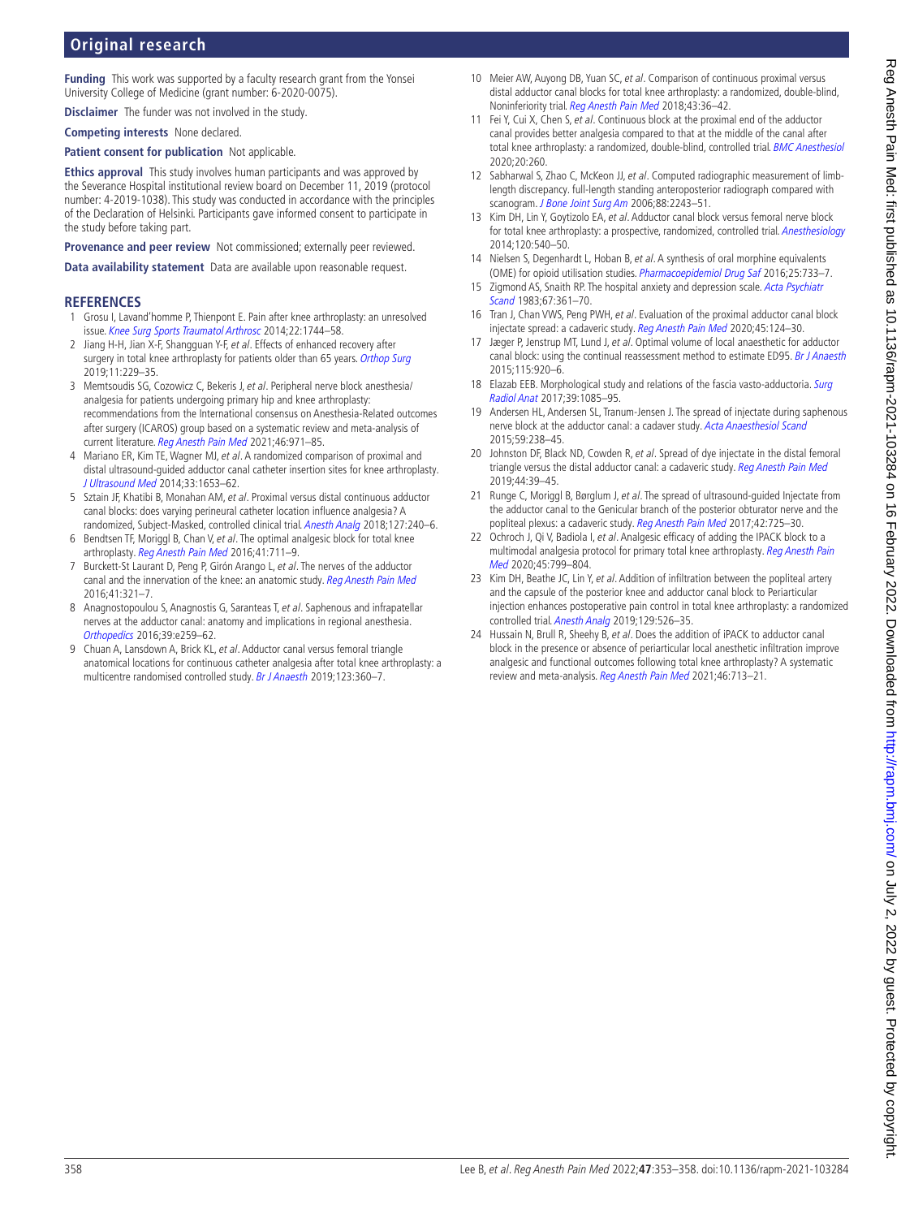**Funding** This work was supported by a faculty research grant from the Yonsei University College of Medicine (grant number: 6-2020-0075).

**Disclaimer** The funder was not involved in the study.

**Competing interests** None declared.

**Patient consent for publication** Not applicable.

**Ethics approval** This study involves human participants and was approved by the Severance Hospital institutional review board on December 11, 2019 (protocol number: 4-2019-1038). This study was conducted in accordance with the principles of the Declaration of Helsinki. Participants gave informed consent to participate in the study before taking part.

**Provenance and peer review** Not commissioned; externally peer reviewed.

**Data availability statement** Data are available upon reasonable request.

## REFERENCES

1. Grosu I, Lavand'homme P, Thienpont E. Pain after knee arthroplasty: an unresolved issue. *Knee Surg Sports Traumatol Arthrosc* 2014;22:1744–58.
2. Jiang H-H, Jian X-F, Shangguan Y-F, *et al*. Effects of enhanced recovery after surgery in total knee arthroplasty for patients older than 65 years. *Orthop Surg* 2019;11:229–35.
3. Memtsoudis SG, Cozowicz C, Bekeris J, *et al*. Peripheral nerve block anesthesia/analgesia for patients undergoing primary hip and knee arthroplasty: recommendations from the International consensus on Anesthesia-Related outcomes after surgery (ICAROS) group based on a systematic review and meta-analysis of current literature. *Reg Anesth Pain Med* 2021;46:971–85.
4. Mariano ER, Kim TE, Wagner MJ, *et al*. A randomized comparison of proximal and distal ultrasound-guided adductor canal catheter insertion sites for knee arthroplasty. *J Ultrasound Med* 2014;33:1653–62.
5. Sztain JF, Khatibi B, Monahan AM, *et al*. Proximal versus distal continuous adductor canal blocks: does varying perineural catheter location influence analgesia? A randomized, Subject-Masked, controlled clinical trial. *Anesth Analg* 2018;127:240–6.
6. Bendtsen TF, Moriggl B, Chan V, *et al*. The optimal analgesic block for total knee arthroplasty. *Reg Anesth Pain Med* 2016;41:711–9.
7. Burckett-St Laurant D, Peng P, Girón Arango L, *et al*. The nerves of the adductor canal and the innervation of the knee: an anatomic study. *Reg Anesth Pain Med* 2016;41:321–7.
8. Anagnostopoulou S, Anagnostis G, Saranteas T, *et al*. Saphenous and infrapatellar nerves at the adductor canal: anatomy and implications in regional anesthesia. *Orthopedics* 2016;39:e259–62.
9. Chuan A, Lansdown A, Brick KL, *et al*. Adductor canal versus femoral triangle anatomical locations for continuous catheter analgesia after total knee arthroplasty: a multicentre randomised controlled study. *Br J Anaesth* 2019;123:360–7.
10. Meier AW, Auyong DB, Yuan SC, *et al*. Comparison of continuous proximal versus distal adductor canal blocks for total knee arthroplasty: a randomized, double-blind, Noninferiority trial. *Reg Anesth Pain Med* 2018;43:36–42.
11. Fei Y, Cui X, Chen S, *et al*. Continuous block at the proximal end of the adductor canal provides better analgesia compared to that at the middle of the canal after total knee arthroplasty: a randomized, double-blind, controlled trial. *BMC Anesthesiol* 2020;20:260.
12. Sabharwal S, Zhao C, McKeon JJ, *et al*. Computed radiographic measurement of limb-length discrepancy. full-length standing anteroposterior radiograph compared with scanogram. *J Bone Joint Surg Am* 2006;88:2243–51.
13. Kim DH, Lin Y, Goytizolo EA, *et al*. Adductor canal block versus femoral nerve block for total knee arthroplasty: a prospective, randomized, controlled trial. *Anesthesiology* 2014;120:540–50.
14. Nielsen S, Degenhardt L, Hoban B, *et al*. A synthesis of oral morphine equivalents (OME) for opioid utilisation studies. *Pharmacoepidemiol Drug Saf* 2016;25:733–7.
15. Zigmond AS, Snaith RP. The hospital anxiety and depression scale. *Acta Psychiatr Scand* 1983;67:361–70.
16. Tran J, Chan VWS, Peng PWH, *et al*. Evaluation of the proximal adductor canal block injectate spread: a cadaveric study. *Reg Anesth Pain Med* 2020;45:124–30.
17. Jæger P, Jenstrup MT, Lund J, *et al*. Optimal volume of local anaesthetic for adductor canal block: using the continual reassessment method to estimate ED95. *Br J Anaesth* 2015;115:920–6.
18. Elazab EEB. Morphological study and relations of the fascia vasto-adductoria. *Surg Radiol Anat* 2017;39:1085–95.
19. Andersen HL, Andersen SL, Tranum-Jensen J. The spread of injectate during saphenous nerve block at the adductor canal: a cadaver study. *Acta Anaesthesiol Scand* 2015;59:238–45.
20. Johnston DF, Black ND, Cowden R, *et al*. Spread of dye injectate in the distal femoral triangle versus the distal adductor canal: a cadaveric study. *Reg Anesth Pain Med* 2019;44:39–45.
21. Runge C, Moriggl B, Børglum J, *et al*. The spread of ultrasound-guided Injectate from the adductor canal to the Genicular branch of the posterior obturator nerve and the popliteal plexus: a cadaveric study. *Reg Anesth Pain Med* 2017;42:725–30.
22. Ochroch J, Qi V, Badiola I, *et al*. Analgesic efficacy of adding the IPACK block to a multimodal analgesia protocol for primary total knee arthroplasty. *Reg Anesth Pain Med* 2020;45:799–804.
23. Kim DH, Beathe JC, Lin Y, *et al*. Addition of infiltration between the popliteal artery and the capsule of the posterior knee and adductor canal block to Periarticular injection enhances postoperative pain control in total knee arthroplasty: a randomized controlled trial. *Anesth Analg* 2019;129:526–35.
24. Hussain N, Brull R, Sheehy B, *et al*. Does the addition of iPACK to adductor canal block in the presence or absence of periarticular local anesthetic infiltration improve analgesic and functional outcomes following total knee arthroplasty? A systematic review and meta-analysis. *Reg Anesth Pain Med* 2021;46:713–21.